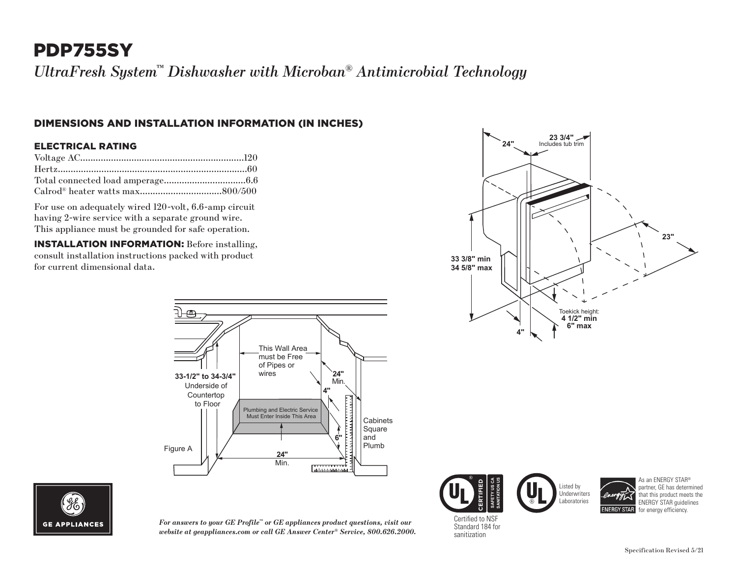# PDP755SY

*UltraFresh System™ Dishwasher with Microban® Antimicrobial Technology*

## DIMENSIONS AND INSTALLATION INFORMATION (IN INCHES)

### ELECTRICAL RATING

Voltage AC................................................................120
Hertz..........................................................................60
Total connected load amperage................................6.6
Calrod® heater watts max................................800/500

For use on adequately wired 120-volt, 6.6-amp circuit having 2-wire service with a separate ground wire. This appliance must be grounded for safe operation.

**INSTALLATION INFORMATION:** Before installing, consult installation instructions packed with product for current dimensional data.

24"
23 3/4"
Includes tub trim
23"
33 3/8" min
34 5/8" max
Toekick height:
**4 1/2" min**
**6" max**
4"

This Wall Area must be Free of Pipes or wires
33-1/2" to 34-3/4" Underside of Countertop to Floor
24" Min.
4"
Plumbing and Electric Service Must Enter Inside This Area
6"
Cabinets Square and Plumb
24" Min.
Figure A

GE APPLIANCES

*For answers to your GE Profile™ or GE appliances product questions, visit our website at geappliances.com or call GE Answer Center® Service, 800.626.2000.*

UL CERTIFIED SAFETY US CA SANITATION US
Certified to NSF Standard 184 for sanitization

Listed by Underwriters Laboratories

ENERGY STAR
As an ENERGY STAR® partner, GE has determined that this product meets the ENERGY STAR guidelines for energy efficiency.

Specification Revised 5/21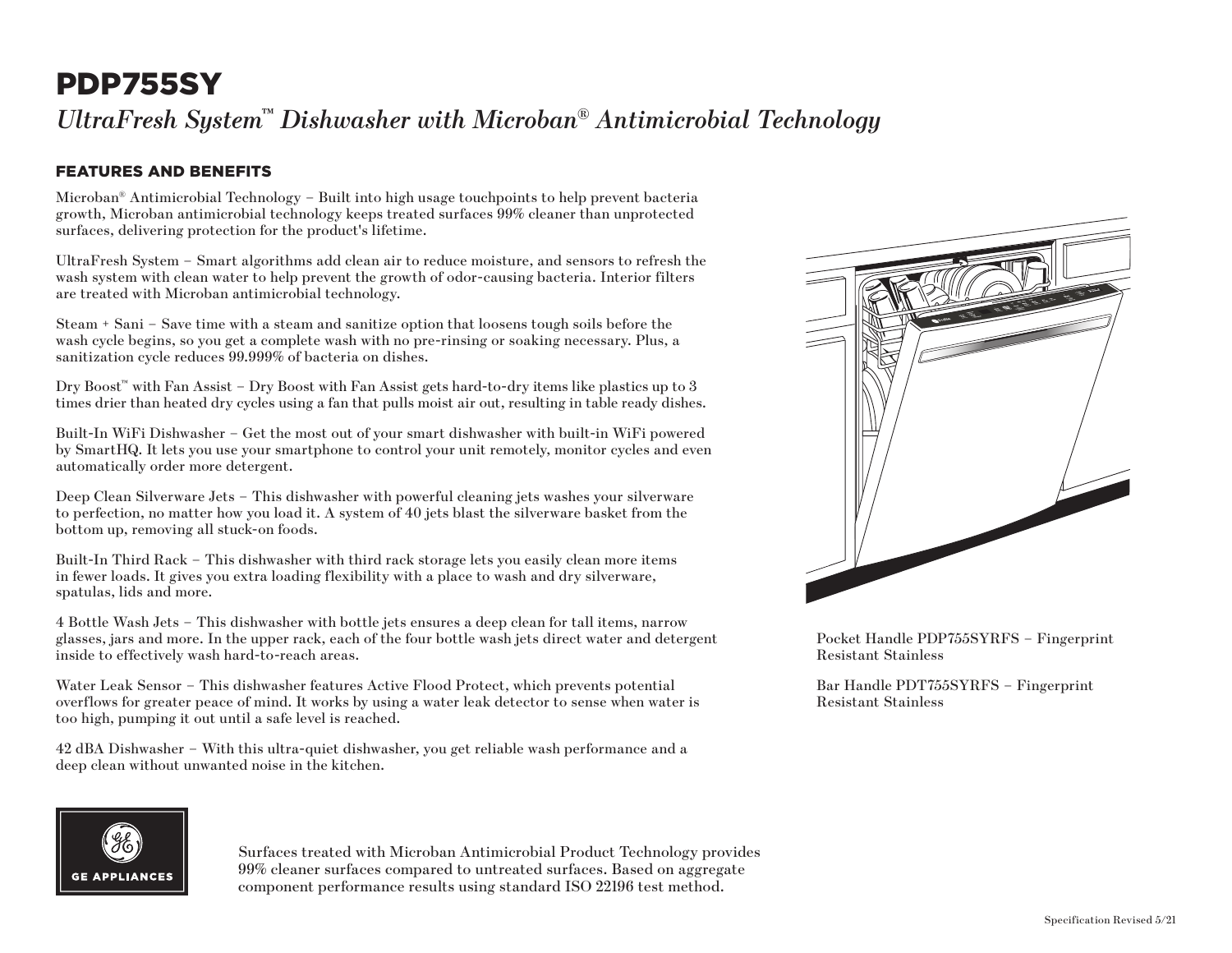# PDP755SY

## *UltraFresh System™ Dishwasher with Microban® Antimicrobial Technology*

### FEATURES AND BENEFITS

Microban® Antimicrobial Technology – Built into high usage touchpoints to help prevent bacteria growth, Microban antimicrobial technology keeps treated surfaces 99% cleaner than unprotected surfaces, delivering protection for the product's lifetime.

UltraFresh System – Smart algorithms add clean air to reduce moisture, and sensors to refresh the wash system with clean water to help prevent the growth of odor-causing bacteria. Interior filters are treated with Microban antimicrobial technology.

Steam + Sani – Save time with a steam and sanitize option that loosens tough soils before the wash cycle begins, so you get a complete wash with no pre-rinsing or soaking necessary. Plus, a sanitization cycle reduces 99.999% of bacteria on dishes.

Dry Boost™ with Fan Assist – Dry Boost with Fan Assist gets hard-to-dry items like plastics up to 3 times drier than heated dry cycles using a fan that pulls moist air out, resulting in table ready dishes.

Built-In WiFi Dishwasher – Get the most out of your smart dishwasher with built-in WiFi powered by SmartHQ. It lets you use your smartphone to control your unit remotely, monitor cycles and even automatically order more detergent.

Deep Clean Silverware Jets – This dishwasher with powerful cleaning jets washes your silverware to perfection, no matter how you load it. A system of 40 jets blast the silverware basket from the bottom up, removing all stuck-on foods.

Built-In Third Rack – This dishwasher with third rack storage lets you easily clean more items in fewer loads. It gives you extra loading flexibility with a place to wash and dry silverware, spatulas, lids and more.

4 Bottle Wash Jets – This dishwasher with bottle jets ensures a deep clean for tall items, narrow glasses, jars and more. In the upper rack, each of the four bottle wash jets direct water and detergent inside to effectively wash hard-to-reach areas.

Water Leak Sensor – This dishwasher features Active Flood Protect, which prevents potential overflows for greater peace of mind. It works by using a water leak detector to sense when water is too high, pumping it out until a safe level is reached.

42 dBA Dishwasher – With this ultra-quiet dishwasher, you get reliable wash performance and a deep clean without unwanted noise in the kitchen.

Pocket Handle PDP755SYRFS – Fingerprint Resistant Stainless

Bar Handle PDT755SYRFS – Fingerprint Resistant Stainless

GE APPLIANCES

Surfaces treated with Microban Antimicrobial Product Technology provides 99% cleaner surfaces compared to untreated surfaces. Based on aggregate component performance results using standard ISO 22196 test method.

Specification Revised 5/21